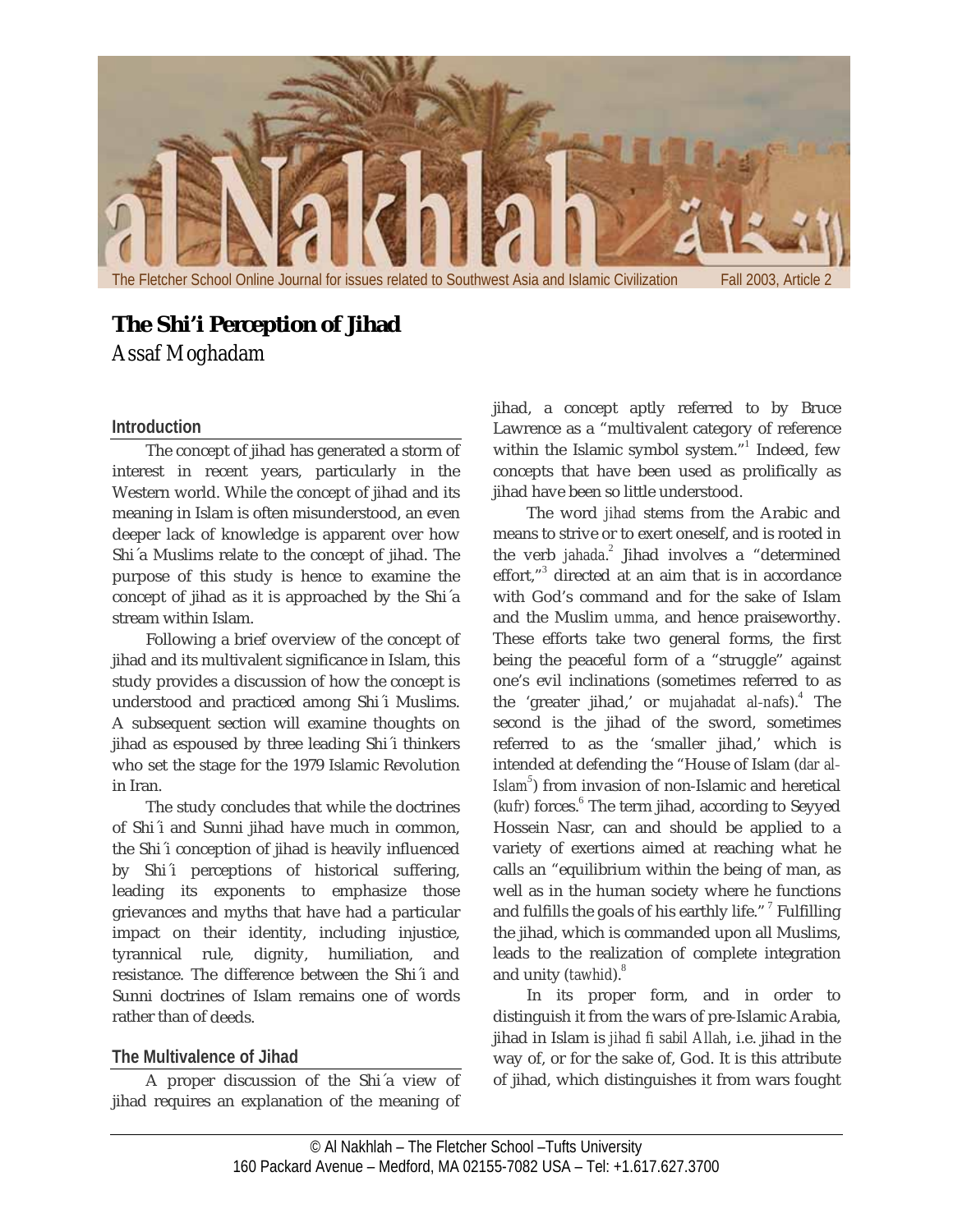# The Shi'i Perception of Jihad

Assaf Moghadam

## Introduction

The concept of jihad has generated a storm of interest in recent years, particularly in the Western world. While the concept of jihad and its meaning in Islam is often misunderstood, an even deeper lack of knowledge is apparent over how Shi´a Muslims relate to the concept of jihad. The purpose of this study is hence to examine the concept of jihad as it is approached by the Shi´a stream within Islam.

Following a brief overview of the concept of jihad and its multivalent significance in Islam, this study provides a discussion of how the concept is understood and practiced among Shi´i Muslims. A subsequent section will examine thoughts on jihad as espoused by three leading Shi´i thinkers who set the stage for the 1979 Islamic Revolution in Iran.

The study concludes that while the doctrines of Shi´i and Sunni jihad have much in common, the Shi´i conception of jihad is heavily influenced by Shi´i perceptions of historical suffering, leading its exponents to emphasize those grievances and myths that have had a particular impact on their identity, including injustice, tyrannical rule, dignity, humiliation, and resistance. The difference between the Shi´i and Sunni doctrines of Islam remains one of words rather than of deeds.

## The Multivalence of Jihad

A proper discussion of the Shi´a view of jihad requires an explanation of the meaning of jihad, a concept aptly referred to by Bruce Lawrence as a "multivalent category of reference within the Islamic symbol system."[1] Indeed, few concepts that have been used as prolifically as jihad have been so little understood.

The word *jihad* stems from the Arabic and means to strive or to exert oneself, and is rooted in the verb *jahada*.[2] Jihad involves a "determined effort,"[3] directed at an aim that is in accordance with God's command and for the sake of Islam and the Muslim *umma*, and hence praiseworthy. These efforts take two general forms, the first being the peaceful form of a "struggle" against one's evil inclinations (sometimes referred to as the 'greater jihad,' or *mujahadat al-nafs*).[4] The second is the jihad of the sword, sometimes referred to as the 'smaller jihad,' which is intended at defending the "House of Islam (*dar al-Islam*[5]) from invasion of non-Islamic and heretical (*kufr*) forces.[6] The term jihad, according to Seyyed Hossein Nasr, can and should be applied to a variety of exertions aimed at reaching what he calls an "equilibrium within the being of man, as well as in the human society where he functions and fulfills the goals of his earthly life."[7] Fulfilling the jihad, which is commanded upon all Muslims, leads to the realization of complete integration and unity (*tawhid*).[8]

In its proper form, and in order to distinguish it from the wars of pre-Islamic Arabia, jihad in Islam is *jihad fi sabil Allah*, i.e. jihad in the way of, or for the sake of, God. It is this attribute of jihad, which distinguishes it from wars fought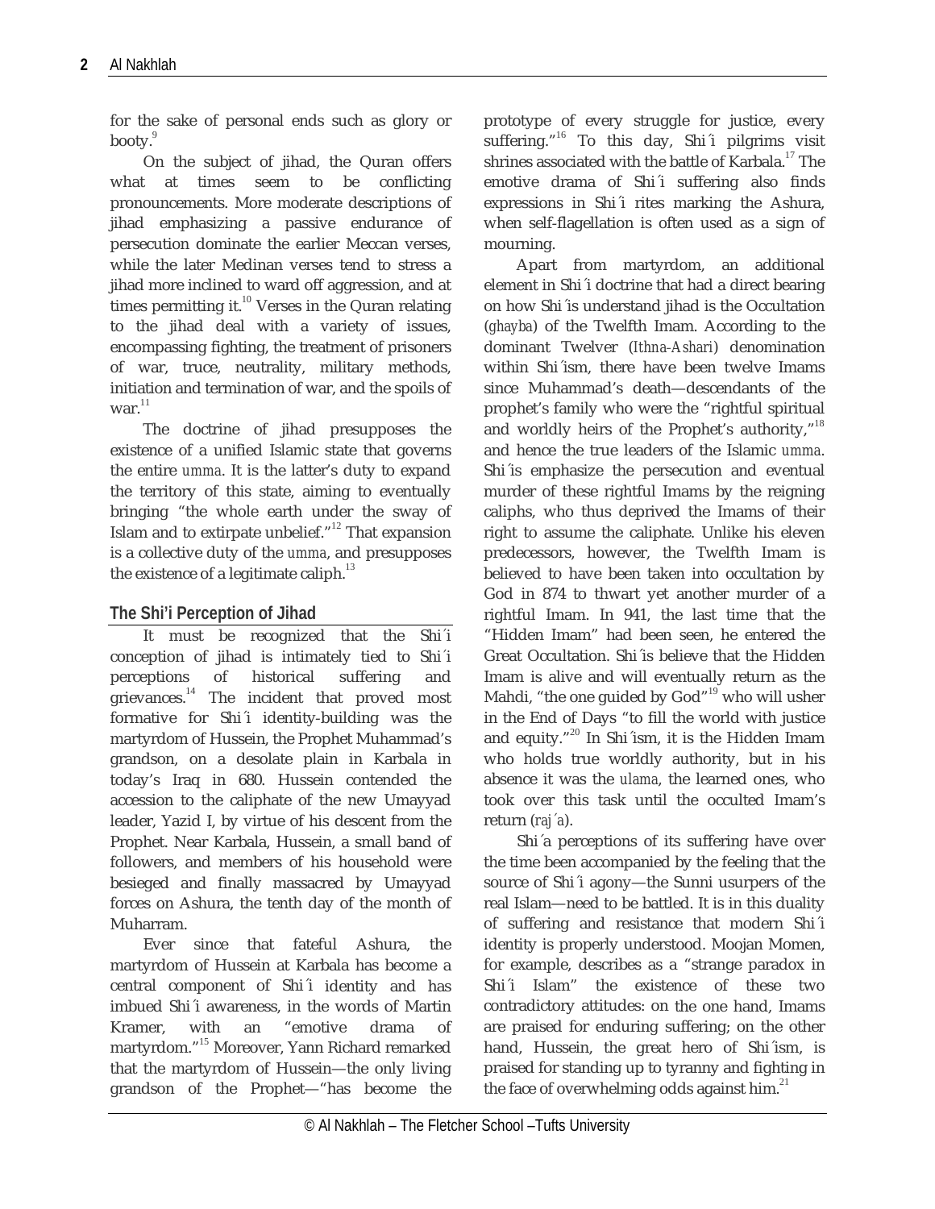for the sake of personal ends such as glory or booty.[9]

On the subject of jihad, the Quran offers what at times seem to be conflicting pronouncements. More moderate descriptions of jihad emphasizing a passive endurance of persecution dominate the earlier Meccan verses, while the later Medinan verses tend to stress a jihad more inclined to ward off aggression, and at times permitting it.[10] Verses in the Quran relating to the jihad deal with a variety of issues, encompassing fighting, the treatment of prisoners of war, truce, neutrality, military methods, initiation and termination of war, and the spoils of war.[11]

The doctrine of jihad presupposes the existence of a unified Islamic state that governs the entire *umma*. It is the latter's duty to expand the territory of this state, aiming to eventually bringing "the whole earth under the sway of Islam and to extirpate unbelief."[12] That expansion is a collective duty of the *umma*, and presupposes the existence of a legitimate caliph.[13]

## The Shi'i Perception of Jihad

It must be recognized that the Shi´i conception of jihad is intimately tied to Shi´i perceptions of historical suffering and grievances.[14] The incident that proved most formative for Shi´i identity-building was the martyrdom of Hussein, the Prophet Muhammad's grandson, on a desolate plain in Karbala in today's Iraq in 680. Hussein contended the accession to the caliphate of the new Umayyad leader, Yazid I, by virtue of his descent from the Prophet. Near Karbala, Hussein, a small band of followers, and members of his household were besieged and finally massacred by Umayyad forces on Ashura, the tenth day of the month of Muharram.

Ever since that fateful Ashura, the martyrdom of Hussein at Karbala has become a central component of Shi´i identity and has imbued Shi´i awareness, in the words of Martin Kramer, with an "emotive drama of martyrdom."[15] Moreover, Yann Richard remarked that the martyrdom of Hussein—the only living grandson of the Prophet—"has become the prototype of every struggle for justice, every suffering."[16] To this day, Shi´i pilgrims visit shrines associated with the battle of Karbala.[17] The emotive drama of Shi´i suffering also finds expressions in Shi´i rites marking the Ashura, when self-flagellation is often used as a sign of mourning.

Apart from martyrdom, an additional element in Shi´i doctrine that had a direct bearing on how Shi´is understand jihad is the Occultation (*ghayba*) of the Twelfth Imam. According to the dominant Twelver (*Ithna-Ashari*) denomination within Shi´ism, there have been twelve Imams since Muhammad's death—descendants of the prophet's family who were the "rightful spiritual and worldly heirs of the Prophet's authority,"[18] and hence the true leaders of the Islamic *umma*. Shi´is emphasize the persecution and eventual murder of these rightful Imams by the reigning caliphs, who thus deprived the Imams of their right to assume the caliphate. Unlike his eleven predecessors, however, the Twelfth Imam is believed to have been taken into occultation by God in 874 to thwart yet another murder of a rightful Imam. In 941, the last time that the "Hidden Imam" had been seen, he entered the Great Occultation. Shi´is believe that the Hidden Imam is alive and will eventually return as the Mahdi, "the one guided by God"[19] who will usher in the End of Days "to fill the world with justice and equity."[20] In Shi´ism, it is the Hidden Imam who holds true worldly authority, but in his absence it was the *ulama*, the learned ones, who took over this task until the occulted Imam's return (*raj´a*).

Shi´a perceptions of its suffering have over the time been accompanied by the feeling that the source of Shi´i agony—the Sunni usurpers of the real Islam—need to be battled. It is in this duality of suffering and resistance that modern Shi´i identity is properly understood. Moojan Momen, for example, describes as a "strange paradox in Shi´i Islam" the existence of these two contradictory attitudes: on the one hand, Imams are praised for enduring suffering; on the other hand, Hussein, the great hero of Shi´ism, is praised for standing up to tyranny and fighting in the face of overwhelming odds against him.[21]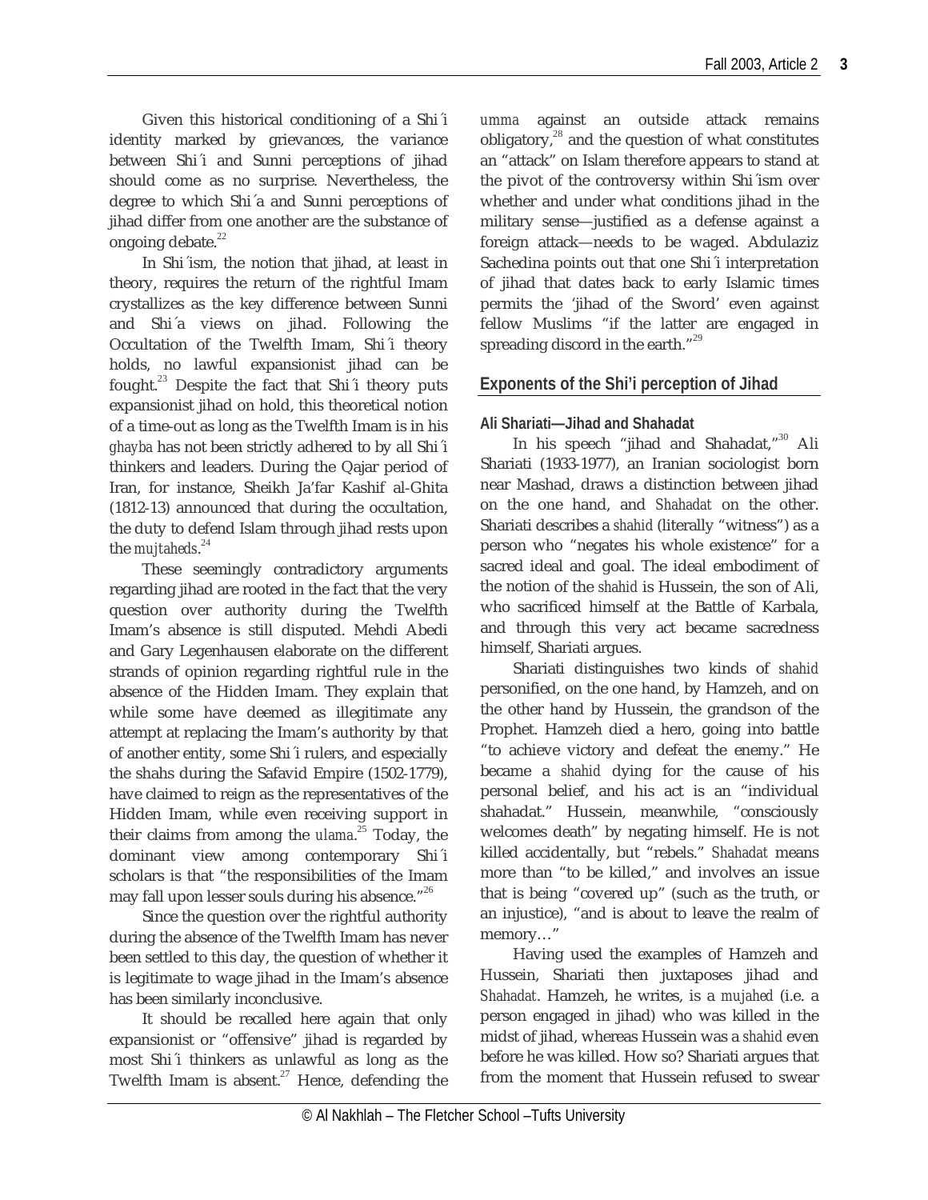Given this historical conditioning of a Shi´i identity marked by grievances, the variance between Shi´i and Sunni perceptions of jihad should come as no surprise. Nevertheless, the degree to which Shi´a and Sunni perceptions of jihad differ from one another are the substance of ongoing debate.[22]

In Shi´ism, the notion that jihad, at least in theory, requires the return of the rightful Imam crystallizes as the key difference between Sunni and Shi´a views on jihad. Following the Occultation of the Twelfth Imam, Shi´i theory holds, no lawful expansionist jihad can be fought.[23] Despite the fact that Shi´i theory puts expansionist jihad on hold, this theoretical notion of a time-out as long as the Twelfth Imam is in his *ghayba* has not been strictly adhered to by all Shi´i thinkers and leaders. During the Qajar period of Iran, for instance, Sheikh Ja'far Kashif al-Ghita (1812-13) announced that during the occultation, the duty to defend Islam through jihad rests upon the *mujtaheds*.[24]

These seemingly contradictory arguments regarding jihad are rooted in the fact that the very question over authority during the Twelfth Imam's absence is still disputed. Mehdi Abedi and Gary Legenhausen elaborate on the different strands of opinion regarding rightful rule in the absence of the Hidden Imam. They explain that while some have deemed as illegitimate any attempt at replacing the Imam's authority by that of another entity, some Shi´i rulers, and especially the shahs during the Safavid Empire (1502-1779), have claimed to reign as the representatives of the Hidden Imam, while even receiving support in their claims from among the *ulama*.[25] Today, the dominant view among contemporary Shi´i scholars is that "the responsibilities of the Imam may fall upon lesser souls during his absence."[26]

Since the question over the rightful authority during the absence of the Twelfth Imam has never been settled to this day, the question of whether it is legitimate to wage jihad in the Imam's absence has been similarly inconclusive.

It should be recalled here again that only expansionist or "offensive" jihad is regarded by most Shi´i thinkers as unlawful as long as the Twelfth Imam is absent.[27] Hence, defending the *umma* against an outside attack remains obligatory,[28] and the question of what constitutes an "attack" on Islam therefore appears to stand at the pivot of the controversy within Shi´ism over whether and under what conditions jihad in the military sense—justified as a defense against a foreign attack—needs to be waged. Abdulaziz Sachedina points out that one Shi´i interpretation of jihad that dates back to early Islamic times permits the 'jihad of the Sword' even against fellow Muslims "if the latter are engaged in spreading discord in the earth."[29]

## Exponents of the Shi'i perception of Jihad

### Ali Shariati—Jihad and Shahadat

In his speech "jihad and Shahadat,"[30] Ali Shariati (1933-1977), an Iranian sociologist born near Mashad, draws a distinction between jihad on the one hand, and *Shahadat* on the other. Shariati describes a *shahid* (literally "witness") as a person who "negates his whole existence" for a sacred ideal and goal. The ideal embodiment of the notion of the *shahid* is Hussein, the son of Ali, who sacrificed himself at the Battle of Karbala, and through this very act became sacredness himself, Shariati argues.

Shariati distinguishes two kinds of *shahid* personified, on the one hand, by Hamzeh, and on the other hand by Hussein, the grandson of the Prophet. Hamzeh died a hero, going into battle "to achieve victory and defeat the enemy." He became a *shahid* dying for the cause of his personal belief, and his act is an "individual shahadat." Hussein, meanwhile, "consciously welcomes death" by negating himself. He is not killed accidentally, but "rebels." *Shahadat* means more than "to be killed," and involves an issue that is being "covered up" (such as the truth, or an injustice), "and is about to leave the realm of memory…"

Having used the examples of Hamzeh and Hussein, Shariati then juxtaposes jihad and *Shahadat*. Hamzeh, he writes, is a *mujahed* (i.e. a person engaged in jihad) who was killed in the midst of jihad, whereas Hussein was a *shahid* even before he was killed. How so? Shariati argues that from the moment that Hussein refused to swear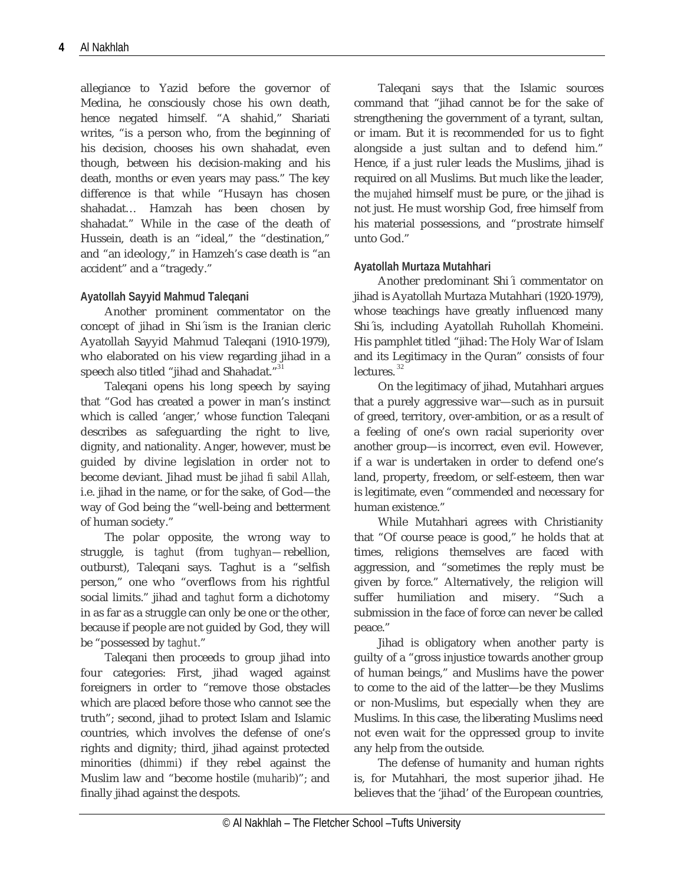allegiance to Yazid before the governor of Medina, he consciously chose his own death, hence negated himself. "A shahid," Shariati writes, "is a person who, from the beginning of his decision, chooses his own shahadat, even though, between his decision-making and his death, months or even years may pass." The key difference is that while "Husayn has chosen shahadat… Hamzah has been chosen by shahadat." While in the case of the death of Hussein, death is an "ideal," the "destination," and "an ideology," in Hamzeh's case death is "an accident" and a "tragedy."

### Ayatollah Sayyid Mahmud Taleqani

Another prominent commentator on the concept of jihad in Shi´ism is the Iranian cleric Ayatollah Sayyid Mahmud Taleqani (1910-1979), who elaborated on his view regarding jihad in a speech also titled "jihad and Shahadat."[31]

Taleqani opens his long speech by saying that "God has created a power in man's instinct which is called 'anger,' whose function Taleqani describes as safeguarding the right to live, dignity, and nationality. Anger, however, must be guided by divine legislation in order not to become deviant. Jihad must be *jihad fi sabil Allah*, i.e. jihad in the name, or for the sake, of God—the way of God being the "well-being and betterment of human society."

The polar opposite, the wrong way to struggle, is *taghut* (from *tughyan*—rebellion, outburst), Taleqani says. Taghut is a "selfish person," one who "overflows from his rightful social limits." jihad and *taghut* form a dichotomy in as far as a struggle can only be one or the other, because if people are not guided by God, they will be "possessed by *taghut*."

Taleqani then proceeds to group jihad into four categories: First, jihad waged against foreigners in order to "remove those obstacles which are placed before those who cannot see the truth"; second, jihad to protect Islam and Islamic countries, which involves the defense of one's rights and dignity; third, jihad against protected minorities (*dhimmi*) if they rebel against the Muslim law and "become hostile (*muharib*)"; and finally jihad against the despots.

Taleqani says that the Islamic sources command that "jihad cannot be for the sake of strengthening the government of a tyrant, sultan, or imam. But it is recommended for us to fight alongside a just sultan and to defend him." Hence, if a just ruler leads the Muslims, jihad is required on all Muslims. But much like the leader, the *mujahed* himself must be pure, or the jihad is not just. He must worship God, free himself from his material possessions, and "prostrate himself unto God."

### Ayatollah Murtaza Mutahhari

Another predominant Shi´i commentator on jihad is Ayatollah Murtaza Mutahhari (1920-1979), whose teachings have greatly influenced many Shi´is, including Ayatollah Ruhollah Khomeini. His pamphlet titled "jihad: The Holy War of Islam and its Legitimacy in the Quran" consists of four lectures.[32]

On the legitimacy of jihad, Mutahhari argues that a purely aggressive war—such as in pursuit of greed, territory, over-ambition, or as a result of a feeling of one's own racial superiority over another group—is incorrect, even evil. However, if a war is undertaken in order to defend one's land, property, freedom, or self-esteem, then war is legitimate, even "commended and necessary for human existence."

While Mutahhari agrees with Christianity that "Of course peace is good," he holds that at times, religions themselves are faced with aggression, and "sometimes the reply must be given by force." Alternatively, the religion will suffer humiliation and misery. "Such a submission in the face of force can never be called peace."

Jihad is obligatory when another party is guilty of a "gross injustice towards another group of human beings," and Muslims have the power to come to the aid of the latter—be they Muslims or non-Muslims, but especially when they are Muslims. In this case, the liberating Muslims need not even wait for the oppressed group to invite any help from the outside.

The defense of humanity and human rights is, for Mutahhari, the most superior jihad. He believes that the 'jihad' of the European countries,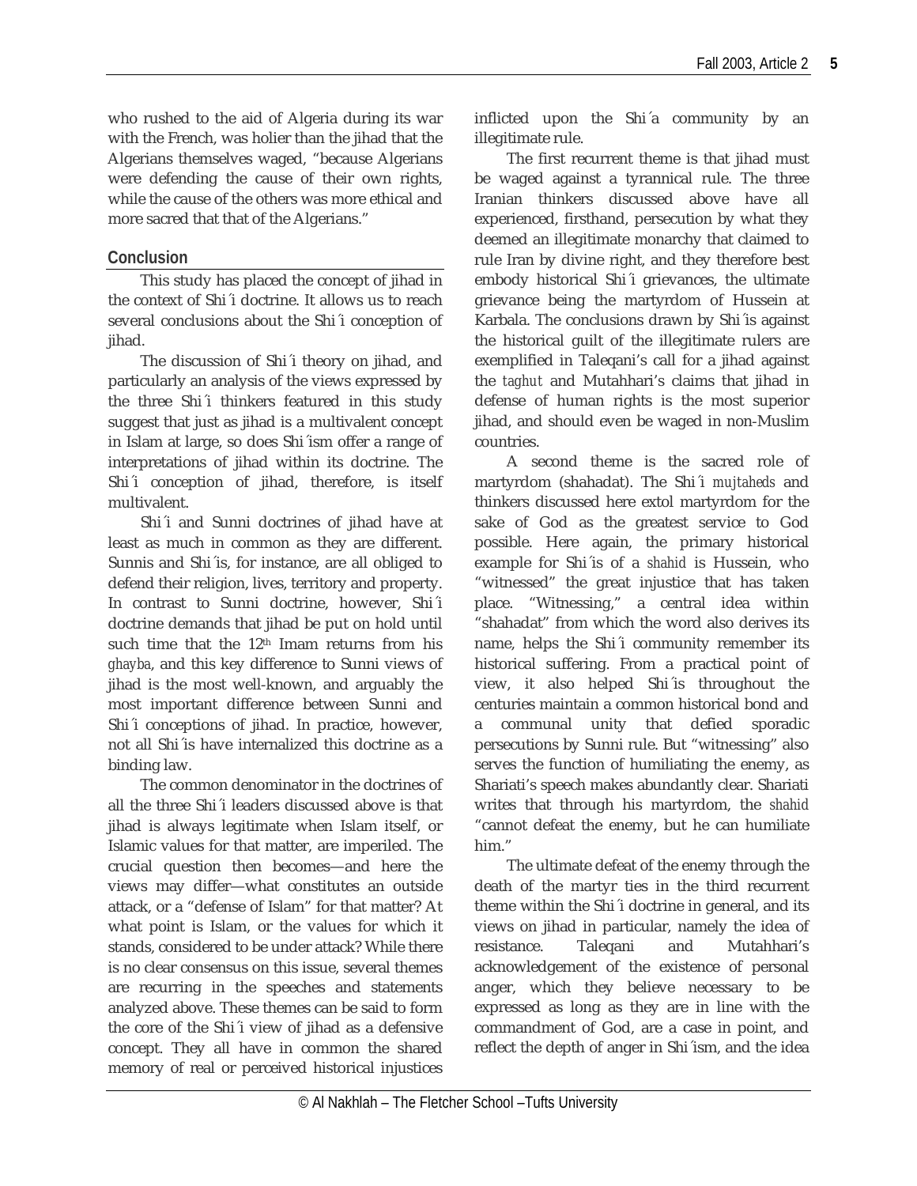who rushed to the aid of Algeria during its war with the French, was holier than the jihad that the Algerians themselves waged, "because Algerians were defending the cause of their own rights, while the cause of the others was more ethical and more sacred that that of the Algerians."

## Conclusion

This study has placed the concept of jihad in the context of Shi´i doctrine. It allows us to reach several conclusions about the Shi´i conception of jihad.

The discussion of Shi´i theory on jihad, and particularly an analysis of the views expressed by the three Shi´i thinkers featured in this study suggest that just as jihad is a multivalent concept in Islam at large, so does Shi´ism offer a range of interpretations of jihad within its doctrine. The Shi´i conception of jihad, therefore, is itself multivalent.

Shi´i and Sunni doctrines of jihad have at least as much in common as they are different. Sunnis and Shi´is, for instance, are all obliged to defend their religion, lives, territory and property. In contrast to Sunni doctrine, however, Shi´i doctrine demands that jihad be put on hold until such time that the 12th Imam returns from his *ghayba*, and this key difference to Sunni views of jihad is the most well-known, and arguably the most important difference between Sunni and Shi´i conceptions of jihad. In practice, however, not all Shi´is have internalized this doctrine as a binding law.

The common denominator in the doctrines of all the three Shi´i leaders discussed above is that jihad is always legitimate when Islam itself, or Islamic values for that matter, are imperiled. The crucial question then becomes—and here the views may differ—what constitutes an outside attack, or a "defense of Islam" for that matter? At what point is Islam, or the values for which it stands, considered to be under attack? While there is no clear consensus on this issue, several themes are recurring in the speeches and statements analyzed above. These themes can be said to form the core of the Shi´i view of jihad as a defensive concept. They all have in common the shared memory of real or perceived historical injustices inflicted upon the Shi´a community by an illegitimate rule.

The first recurrent theme is that jihad must be waged against a tyrannical rule. The three Iranian thinkers discussed above have all experienced, firsthand, persecution by what they deemed an illegitimate monarchy that claimed to rule Iran by divine right, and they therefore best embody historical Shi´i grievances, the ultimate grievance being the martyrdom of Hussein at Karbala. The conclusions drawn by Shi´is against the historical guilt of the illegitimate rulers are exemplified in Taleqani's call for a jihad against the *taghut* and Mutahhari's claims that jihad in defense of human rights is the most superior jihad, and should even be waged in non-Muslim countries.

A second theme is the sacred role of martyrdom (shahadat). The Shi´i *mujtaheds* and thinkers discussed here extol martyrdom for the sake of God as the greatest service to God possible. Here again, the primary historical example for Shi´is of a *shahid* is Hussein, who "witnessed" the great injustice that has taken place. "Witnessing," a central idea within "shahadat" from which the word also derives its name, helps the Shi´i community remember its historical suffering. From a practical point of view, it also helped Shi´is throughout the centuries maintain a common historical bond and a communal unity that defied sporadic persecutions by Sunni rule. But "witnessing" also serves the function of humiliating the enemy, as Shariati's speech makes abundantly clear. Shariati writes that through his martyrdom, the *shahid* "cannot defeat the enemy, but he can humiliate him."

The ultimate defeat of the enemy through the death of the martyr ties in the third recurrent theme within the Shi´i doctrine in general, and its views on jihad in particular, namely the idea of resistance. Taleqani and Mutahhari's acknowledgement of the existence of personal anger, which they believe necessary to be expressed as long as they are in line with the commandment of God, are a case in point, and reflect the depth of anger in Shi´ism, and the idea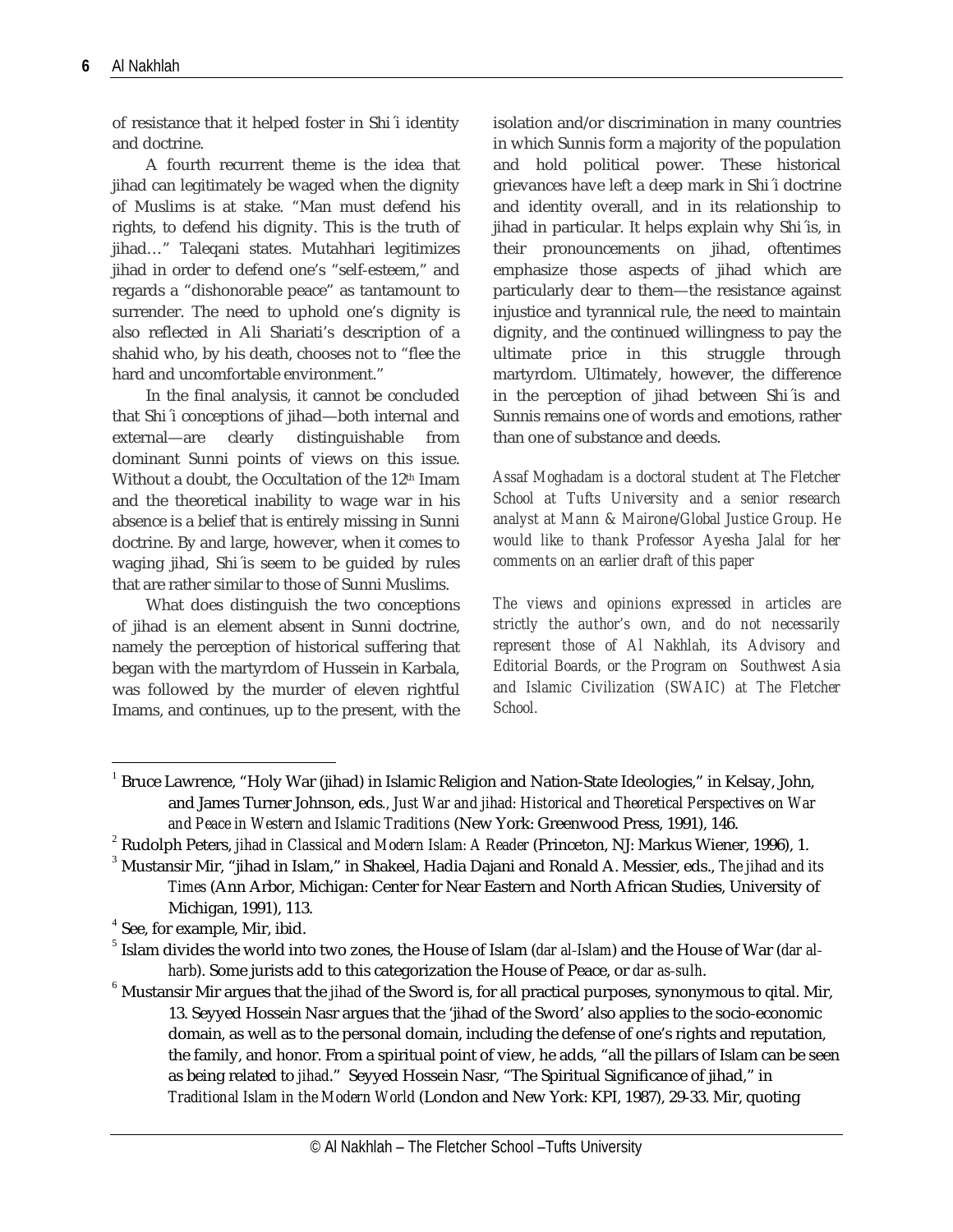of resistance that it helped foster in Shi´i identity and doctrine.

A fourth recurrent theme is the idea that jihad can legitimately be waged when the dignity of Muslims is at stake. "Man must defend his rights, to defend his dignity. This is the truth of jihad…" Taleqani states. Mutahhari legitimizes jihad in order to defend one's "self-esteem," and regards a "dishonorable peace" as tantamount to surrender. The need to uphold one's dignity is also reflected in Ali Shariati's description of a shahid who, by his death, chooses not to "flee the hard and uncomfortable environment."

In the final analysis, it cannot be concluded that Shi´i conceptions of jihad—both internal and external—are clearly distinguishable from dominant Sunni points of views on this issue. Without a doubt, the Occultation of the 12th Imam and the theoretical inability to wage war in his absence is a belief that is entirely missing in Sunni doctrine. By and large, however, when it comes to waging jihad, Shi´is seem to be guided by rules that are rather similar to those of Sunni Muslims.

What does distinguish the two conceptions of jihad is an element absent in Sunni doctrine, namely the perception of historical suffering that began with the martyrdom of Hussein in Karbala, was followed by the murder of eleven rightful Imams, and continues, up to the present, with the isolation and/or discrimination in many countries in which Sunnis form a majority of the population and hold political power. These historical grievances have left a deep mark in Shi´i doctrine and identity overall, and in its relationship to jihad in particular. It helps explain why Shi´is, in their pronouncements on jihad, oftentimes emphasize those aspects of jihad which are particularly dear to them—the resistance against injustice and tyrannical rule, the need to maintain dignity, and the continued willingness to pay the ultimate price in this struggle through martyrdom. Ultimately, however, the difference in the perception of jihad between Shi´is and Sunnis remains one of words and emotions, rather than one of substance and deeds.

*Assaf Moghadam is a doctoral student at The Fletcher School at Tufts University and a senior research analyst at Mann & Mairone/Global Justice Group. He would like to thank Professor Ayesha Jalal for her comments on an earlier draft of this paper*

*The views and opinions expressed in articles are strictly the author's own, and do not necessarily represent those of Al Nakhlah, its Advisory and Editorial Boards, or the Program on Southwest Asia and Islamic Civilization (SWAIC) at The Fletcher School.*

---

[1] Bruce Lawrence, "Holy War (jihad) in Islamic Religion and Nation-State Ideologies," in Kelsay, John, and James Turner Johnson, eds., *Just War and jihad: Historical and Theoretical Perspectives on War and Peace in Western and Islamic Traditions* (New York: Greenwood Press, 1991), 146.

[2] Rudolph Peters, *jihad in Classical and Modern Islam: A Reader* (Princeton, NJ: Markus Wiener, 1996), 1.

[3] Mustansir Mir, "jihad in Islam," in Shakeel, Hadia Dajani and Ronald A. Messier, eds., *The jihad and its Times* (Ann Arbor, Michigan: Center for Near Eastern and North African Studies, University of Michigan, 1991), 113.

[4] See, for example, Mir, ibid.

[5] Islam divides the world into two zones, the House of Islam (*dar al-Islam*) and the House of War (*dar al-harb*). Some jurists add to this categorization the House of Peace, or *dar as-sulh*.

[6] Mustansir Mir argues that the *jihad* of the Sword is, for all practical purposes, synonymous to qital. Mir, 13. Seyyed Hossein Nasr argues that the 'jihad of the Sword' also applies to the socio-economic domain, as well as to the personal domain, including the defense of one's rights and reputation, the family, and honor. From a spiritual point of view, he adds, "all the pillars of Islam can be seen as being related to *jihad*." Seyyed Hossein Nasr, "The Spiritual Significance of jihad," in *Traditional Islam in the Modern World* (London and New York: KPI, 1987), 29-33. Mir, quoting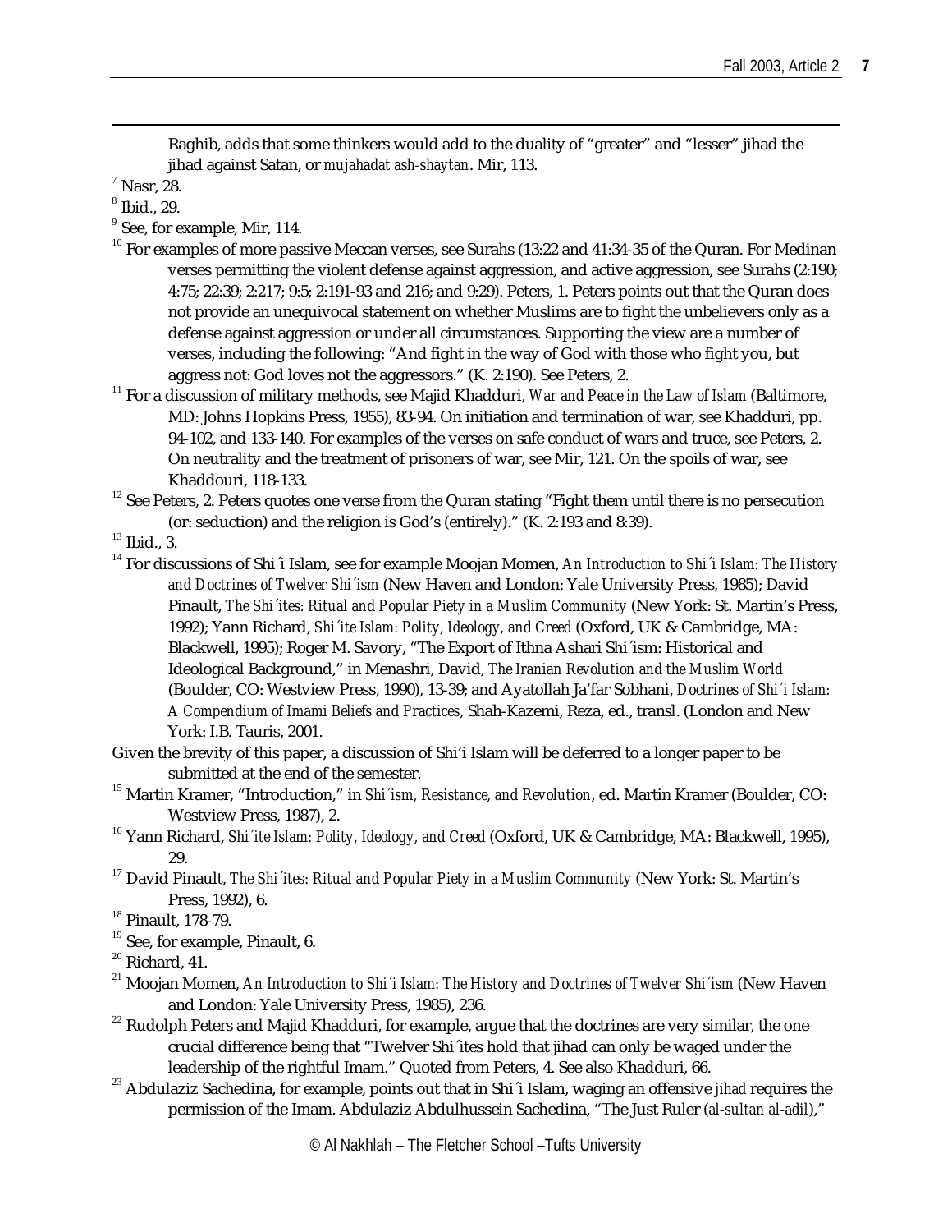Raghib, adds that some thinkers would add to the duality of "greater" and "lesser" jihad the jihad against Satan, or *mujahadat ash-shaytan*. Mir, 113.

[7] Nasr, 28.

[8] Ibid., 29.

[9] See, for example, Mir, 114.

[10] For examples of more passive Meccan verses, see Surahs (13:22 and 41:34-35 of the Quran. For Medinan verses permitting the violent defense against aggression, and active aggression, see Surahs (2:190; 4:75; 22:39; 2:217; 9:5; 2:191-93 and 216; and 9:29). Peters, 1. Peters points out that the Quran does not provide an unequivocal statement on whether Muslims are to fight the unbelievers only as a defense against aggression or under all circumstances. Supporting the view are a number of verses, including the following: "And fight in the way of God with those who fight you, but aggress not: God loves not the aggressors." (K. 2:190). See Peters, 2.

[11] For a discussion of military methods, see Majid Khadduri, *War and Peace in the Law of Islam* (Baltimore, MD: Johns Hopkins Press, 1955), 83-94. On initiation and termination of war, see Khadduri, pp. 94-102, and 133-140. For examples of the verses on safe conduct of wars and truce, see Peters, 2. On neutrality and the treatment of prisoners of war, see Mir, 121. On the spoils of war, see Khaddouri, 118-133.

[12] See Peters, 2. Peters quotes one verse from the Quran stating "Fight them until there is no persecution (or: seduction) and the religion is God's (entirely)." (K. 2:193 and 8:39).

[13] Ibid., 3.

[14] For discussions of Shi´i Islam, see for example Moojan Momen, *An Introduction to Shi´i Islam: The History and Doctrines of Twelver Shi´ism* (New Haven and London: Yale University Press, 1985); David Pinault, *The Shi´ites: Ritual and Popular Piety in a Muslim Community* (New York: St. Martin's Press, 1992); Yann Richard, *Shi´ite Islam: Polity, Ideology, and Creed* (Oxford, UK & Cambridge, MA: Blackwell, 1995); Roger M. Savory, "The Export of Ithna Ashari Shi´ism: Historical and Ideological Background," in Menashri, David, *The Iranian Revolution and the Muslim World* (Boulder, CO: Westview Press, 1990), 13-39; and Ayatollah Ja'far Sobhani, *Doctrines of Shi´i Islam: A Compendium of Imami Beliefs and Practices*, Shah-Kazemi, Reza, ed., transl. (London and New York: I.B. Tauris, 2001.

Given the brevity of this paper, a discussion of Shi'i Islam will be deferred to a longer paper to be submitted at the end of the semester.

[15] Martin Kramer, "Introduction," in *Shi´ism, Resistance, and Revolution*, ed. Martin Kramer (Boulder, CO: Westview Press, 1987), 2.

[16] Yann Richard, *Shi´ite Islam: Polity, Ideology, and Creed* (Oxford, UK & Cambridge, MA: Blackwell, 1995), 29.

[17] David Pinault, *The Shi´ites: Ritual and Popular Piety in a Muslim Community* (New York: St. Martin's Press, 1992), 6.

[18] Pinault, 178-79.

[19] See, for example, Pinault, 6.

[20] Richard, 41.

[21] Moojan Momen, *An Introduction to Shi´i Islam: The History and Doctrines of Twelver Shi´ism* (New Haven and London: Yale University Press, 1985), 236.

[22] Rudolph Peters and Majid Khadduri, for example, argue that the doctrines are very similar, the one crucial difference being that "Twelver Shi´ites hold that jihad can only be waged under the leadership of the rightful Imam." Quoted from Peters, 4. See also Khadduri, 66.

[23] Abdulaziz Sachedina, for example, points out that in Shi´i Islam, waging an offensive *jihad* requires the permission of the Imam. Abdulaziz Abdulhussein Sachedina, "The Just Ruler (*al-sultan al-adil*),"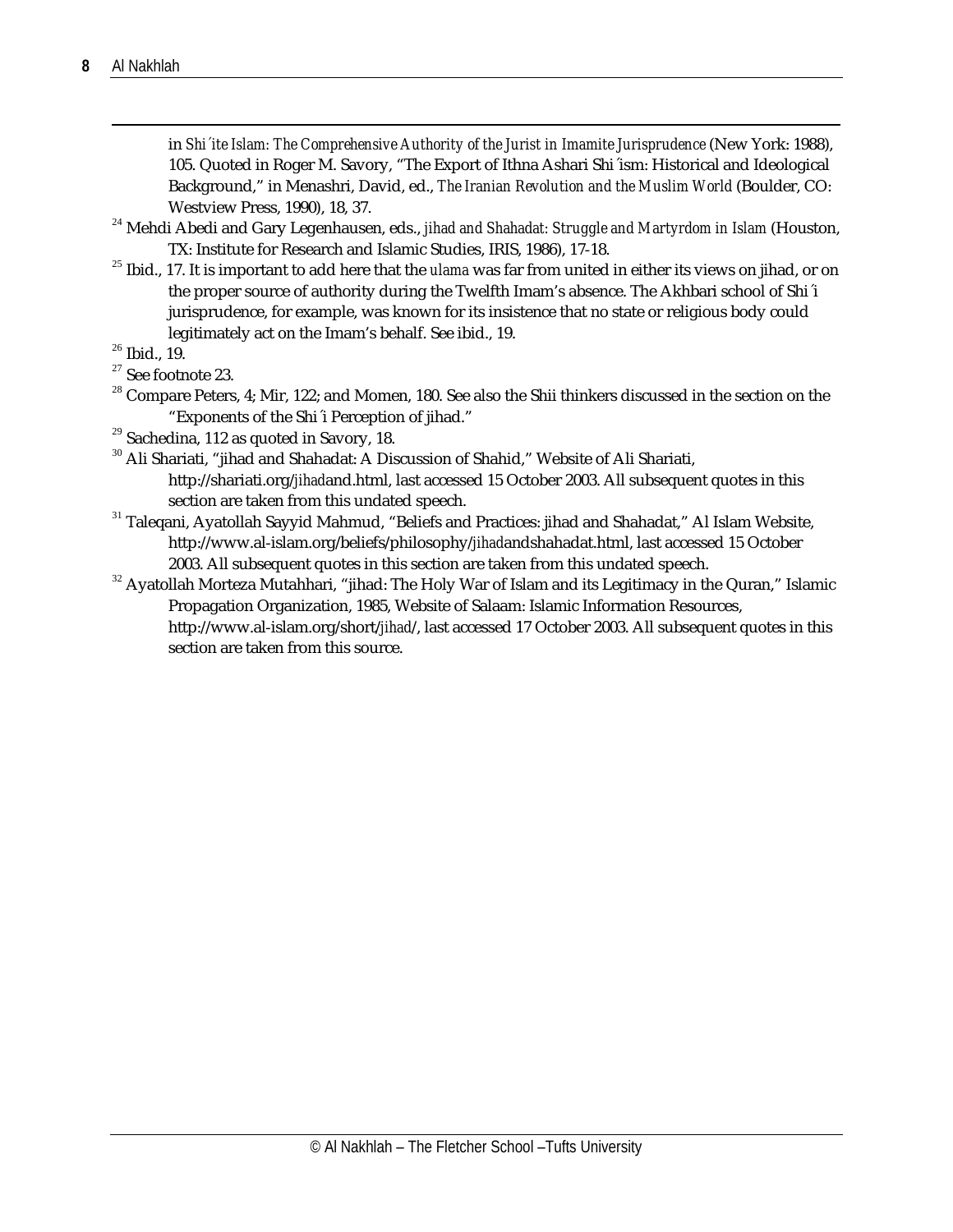in *Shi´ite Islam: The Comprehensive Authority of the Jurist in Imamite Jurisprudence* (New York: 1988), 105. Quoted in Roger M. Savory, "The Export of Ithna Ashari Shi´ism: Historical and Ideological Background," in Menashri, David, ed., *The Iranian Revolution and the Muslim World* (Boulder, CO: Westview Press, 1990), 18, 37.

[24] Mehdi Abedi and Gary Legenhausen, eds., *jihad and Shahadat: Struggle and Martyrdom in Islam* (Houston, TX: Institute for Research and Islamic Studies, IRIS, 1986), 17-18.

[25] Ibid., 17. It is important to add here that the *ulama* was far from united in either its views on jihad, or on the proper source of authority during the Twelfth Imam's absence. The Akhbari school of Shi´i jurisprudence, for example, was known for its insistence that no state or religious body could legitimately act on the Imam's behalf. See ibid., 19.

[26] Ibid., 19.

[27] See footnote 23.

[28] Compare Peters, 4; Mir, 122; and Momen, 180. See also the Shii thinkers discussed in the section on the "Exponents of the Shi´i Perception of jihad."

[29] Sachedina, 112 as quoted in Savory, 18.

[30] Ali Shariati, "jihad and Shahadat: A Discussion of Shahid," Website of Ali Shariati, http://shariati.org/*jihad*and.html, last accessed 15 October 2003. All subsequent quotes in this section are taken from this undated speech.

[31] Taleqani, Ayatollah Sayyid Mahmud, "Beliefs and Practices: jihad and Shahadat," Al Islam Website, http://www.al-islam.org/beliefs/philosophy/*jihad*andshahadat.html, last accessed 15 October 2003. All subsequent quotes in this section are taken from this undated speech.

[32] Ayatollah Morteza Mutahhari, "jihad: The Holy War of Islam and its Legitimacy in the Quran," Islamic Propagation Organization, 1985, Website of Salaam: Islamic Information Resources, http://www.al-islam.org/short/*jihad*/, last accessed 17 October 2003. All subsequent quotes in this section are taken from this source.